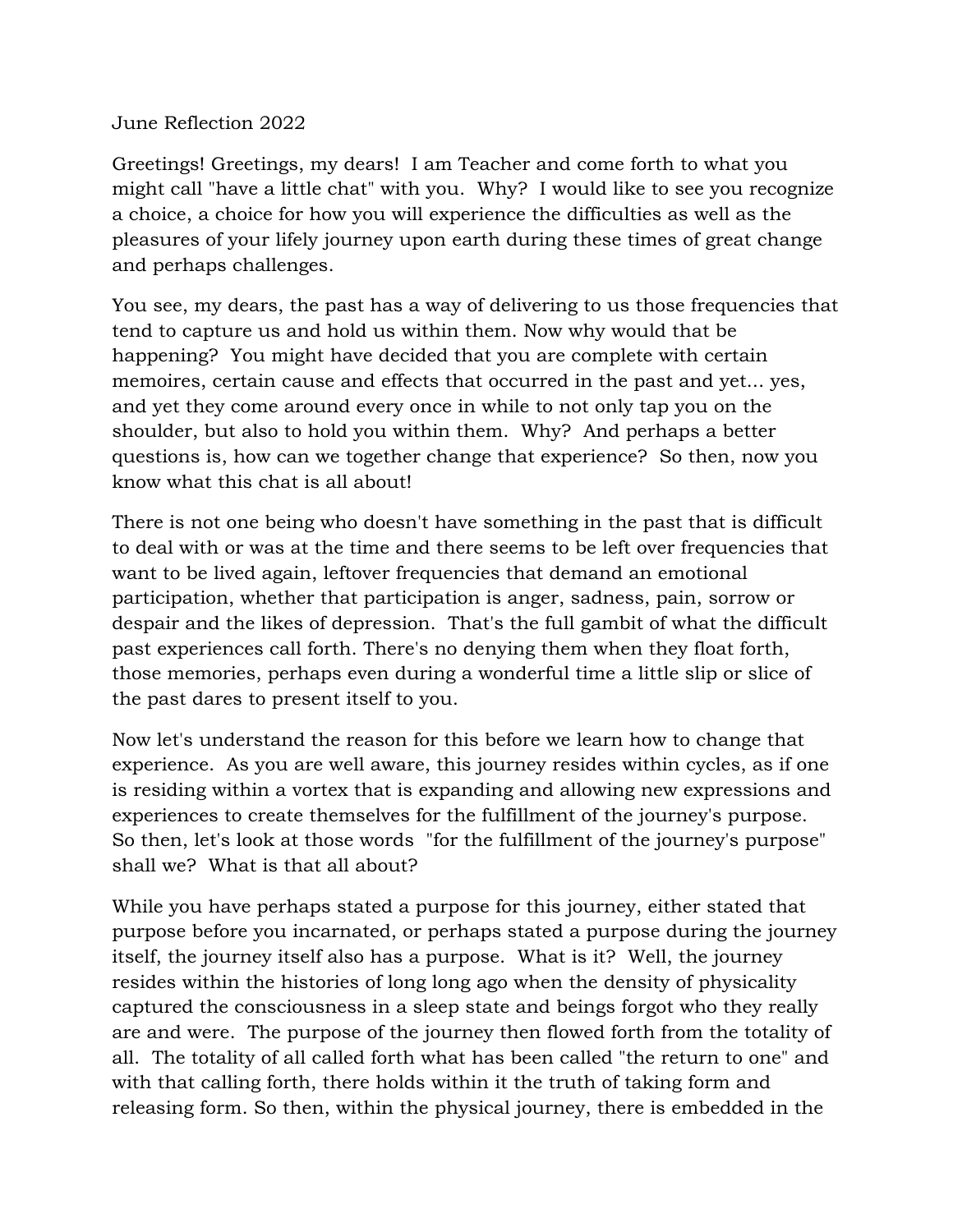June Reflection 2022

Greetings! Greetings, my dears! I am Teacher and come forth to what you might call "have a little chat" with you. Why? I would like to see you recognize a choice, a choice for how you will experience the difficulties as well as the pleasures of your lifely journey upon earth during these times of great change and perhaps challenges.

You see, my dears, the past has a way of delivering to us those frequencies that tend to capture us and hold us within them. Now why would that be happening? You might have decided that you are complete with certain memoires, certain cause and effects that occurred in the past and yet... yes, and yet they come around every once in while to not only tap you on the shoulder, but also to hold you within them. Why? And perhaps a better questions is, how can we together change that experience? So then, now you know what this chat is all about!

There is not one being who doesn't have something in the past that is difficult to deal with or was at the time and there seems to be left over frequencies that want to be lived again, leftover frequencies that demand an emotional participation, whether that participation is anger, sadness, pain, sorrow or despair and the likes of depression. That's the full gambit of what the difficult past experiences call forth. There's no denying them when they float forth, those memories, perhaps even during a wonderful time a little slip or slice of the past dares to present itself to you.

Now let's understand the reason for this before we learn how to change that experience. As you are well aware, this journey resides within cycles, as if one is residing within a vortex that is expanding and allowing new expressions and experiences to create themselves for the fulfillment of the journey's purpose. So then, let's look at those words "for the fulfillment of the journey's purpose" shall we? What is that all about?

While you have perhaps stated a purpose for this journey, either stated that purpose before you incarnated, or perhaps stated a purpose during the journey itself, the journey itself also has a purpose. What is it? Well, the journey resides within the histories of long long ago when the density of physicality captured the consciousness in a sleep state and beings forgot who they really are and were. The purpose of the journey then flowed forth from the totality of all. The totality of all called forth what has been called "the return to one" and with that calling forth, there holds within it the truth of taking form and releasing form. So then, within the physical journey, there is embedded in the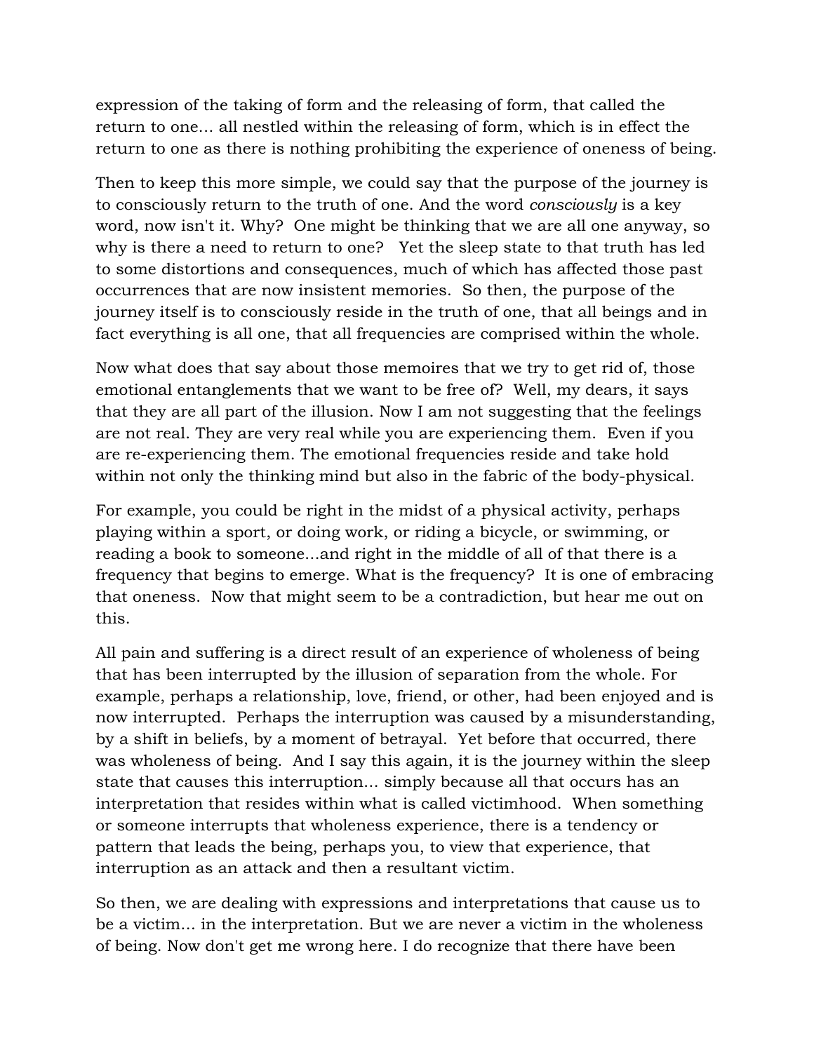expression of the taking of form and the releasing of form, that called the return to one... all nestled within the releasing of form, which is in effect the return to one as there is nothing prohibiting the experience of oneness of being.

Then to keep this more simple, we could say that the purpose of the journey is to consciously return to the truth of one. And the word *consciously* is a key word, now isn't it. Why? One might be thinking that we are all one anyway, so why is there a need to return to one? Yet the sleep state to that truth has led to some distortions and consequences, much of which has affected those past occurrences that are now insistent memories. So then, the purpose of the journey itself is to consciously reside in the truth of one, that all beings and in fact everything is all one, that all frequencies are comprised within the whole.

Now what does that say about those memoires that we try to get rid of, those emotional entanglements that we want to be free of? Well, my dears, it says that they are all part of the illusion. Now I am not suggesting that the feelings are not real. They are very real while you are experiencing them. Even if you are re-experiencing them. The emotional frequencies reside and take hold within not only the thinking mind but also in the fabric of the body-physical.

For example, you could be right in the midst of a physical activity, perhaps playing within a sport, or doing work, or riding a bicycle, or swimming, or reading a book to someone...and right in the middle of all of that there is a frequency that begins to emerge. What is the frequency? It is one of embracing that oneness. Now that might seem to be a contradiction, but hear me out on this.

All pain and suffering is a direct result of an experience of wholeness of being that has been interrupted by the illusion of separation from the whole. For example, perhaps a relationship, love, friend, or other, had been enjoyed and is now interrupted. Perhaps the interruption was caused by a misunderstanding, by a shift in beliefs, by a moment of betrayal. Yet before that occurred, there was wholeness of being. And I say this again, it is the journey within the sleep state that causes this interruption... simply because all that occurs has an interpretation that resides within what is called victimhood. When something or someone interrupts that wholeness experience, there is a tendency or pattern that leads the being, perhaps you, to view that experience, that interruption as an attack and then a resultant victim.

So then, we are dealing with expressions and interpretations that cause us to be a victim... in the interpretation. But we are never a victim in the wholeness of being. Now don't get me wrong here. I do recognize that there have been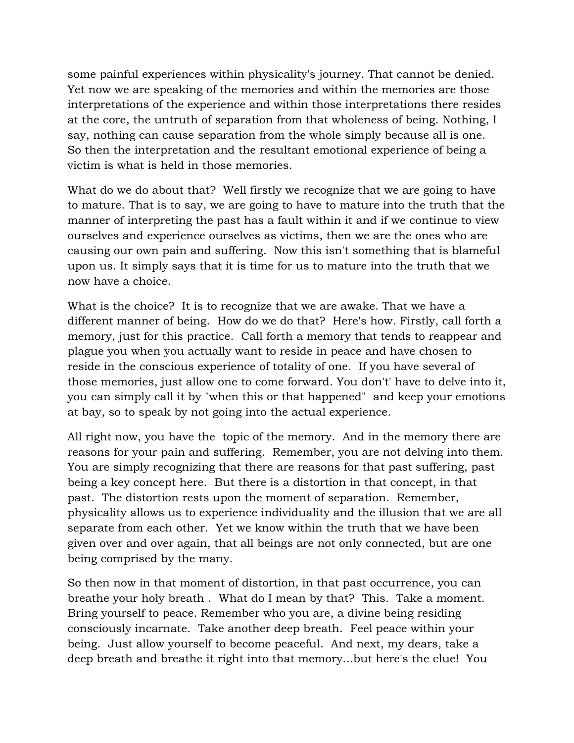some painful experiences within physicality's journey. That cannot be denied. Yet now we are speaking of the memories and within the memories are those interpretations of the experience and within those interpretations there resides at the core, the untruth of separation from that wholeness of being. Nothing, I say, nothing can cause separation from the whole simply because all is one. So then the interpretation and the resultant emotional experience of being a victim is what is held in those memories.

What do we do about that? Well firstly we recognize that we are going to have to mature. That is to say, we are going to have to mature into the truth that the manner of interpreting the past has a fault within it and if we continue to view ourselves and experience ourselves as victims, then we are the ones who are causing our own pain and suffering. Now this isn't something that is blameful upon us. It simply says that it is time for us to mature into the truth that we now have a choice.

What is the choice? It is to recognize that we are awake. That we have a different manner of being. How do we do that? Here's how. Firstly, call forth a memory, just for this practice. Call forth a memory that tends to reappear and plague you when you actually want to reside in peace and have chosen to reside in the conscious experience of totality of one. If you have several of those memories, just allow one to come forward. You don't' have to delve into it, you can simply call it by "when this or that happened" and keep your emotions at bay, so to speak by not going into the actual experience.

All right now, you have the topic of the memory. And in the memory there are reasons for your pain and suffering. Remember, you are not delving into them. You are simply recognizing that there are reasons for that past suffering, past being a key concept here. But there is a distortion in that concept, in that past. The distortion rests upon the moment of separation. Remember, physicality allows us to experience individuality and the illusion that we are all separate from each other. Yet we know within the truth that we have been given over and over again, that all beings are not only connected, but are one being comprised by the many.

So then now in that moment of distortion, in that past occurrence, you can breathe your holy breath . What do I mean by that? This. Take a moment. Bring yourself to peace. Remember who you are, a divine being residing consciously incarnate. Take another deep breath. Feel peace within your being. Just allow yourself to become peaceful. And next, my dears, take a deep breath and breathe it right into that memory...but here's the clue! You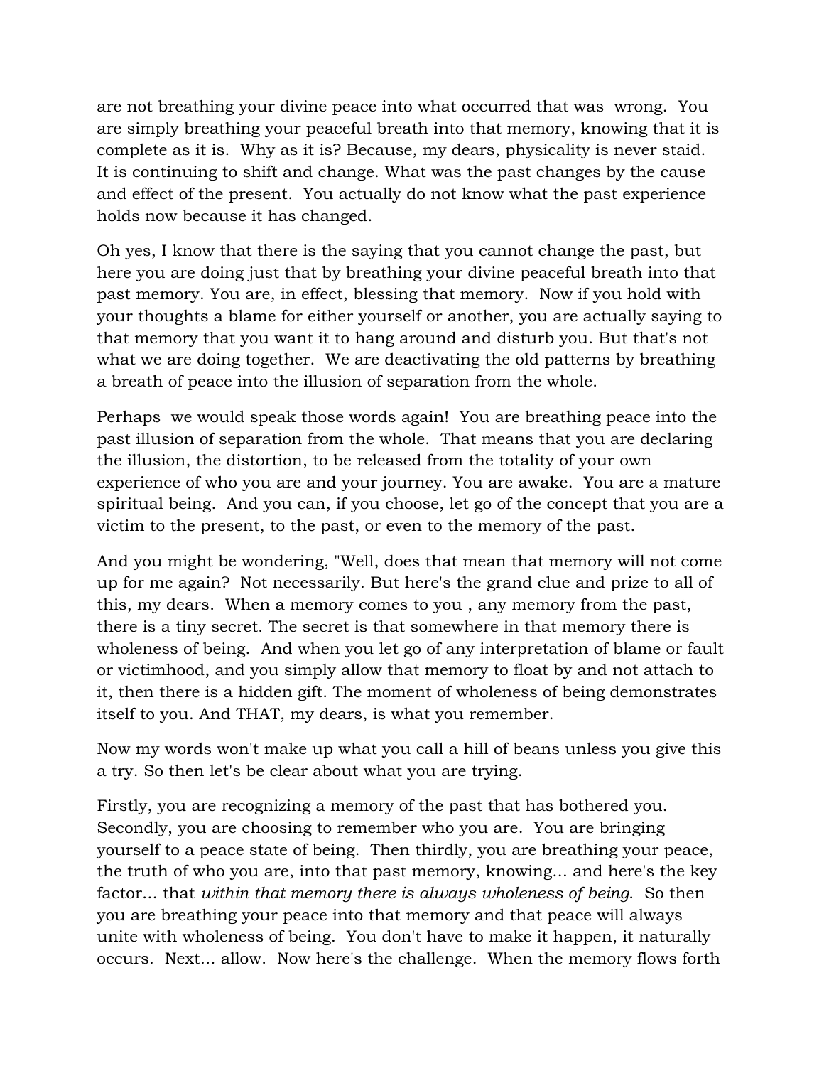are not breathing your divine peace into what occurred that was wrong. You are simply breathing your peaceful breath into that memory, knowing that it is complete as it is. Why as it is? Because, my dears, physicality is never staid. It is continuing to shift and change. What was the past changes by the cause and effect of the present. You actually do not know what the past experience holds now because it has changed.

Oh yes, I know that there is the saying that you cannot change the past, but here you are doing just that by breathing your divine peaceful breath into that past memory. You are, in effect, blessing that memory. Now if you hold with your thoughts a blame for either yourself or another, you are actually saying to that memory that you want it to hang around and disturb you. But that's not what we are doing together. We are deactivating the old patterns by breathing a breath of peace into the illusion of separation from the whole.

Perhaps we would speak those words again! You are breathing peace into the past illusion of separation from the whole. That means that you are declaring the illusion, the distortion, to be released from the totality of your own experience of who you are and your journey. You are awake. You are a mature spiritual being. And you can, if you choose, let go of the concept that you are a victim to the present, to the past, or even to the memory of the past.

And you might be wondering, "Well, does that mean that memory will not come up for me again? Not necessarily. But here's the grand clue and prize to all of this, my dears. When a memory comes to you , any memory from the past, there is a tiny secret. The secret is that somewhere in that memory there is wholeness of being. And when you let go of any interpretation of blame or fault or victimhood, and you simply allow that memory to float by and not attach to it, then there is a hidden gift. The moment of wholeness of being demonstrates itself to you. And THAT, my dears, is what you remember.

Now my words won't make up what you call a hill of beans unless you give this a try. So then let's be clear about what you are trying.

Firstly, you are recognizing a memory of the past that has bothered you. Secondly, you are choosing to remember who you are. You are bringing yourself to a peace state of being. Then thirdly, you are breathing your peace, the truth of who you are, into that past memory, knowing... and here's the key factor... that *within that memory there is always wholeness of being*. So then you are breathing your peace into that memory and that peace will always unite with wholeness of being. You don't have to make it happen, it naturally occurs. Next... allow. Now here's the challenge. When the memory flows forth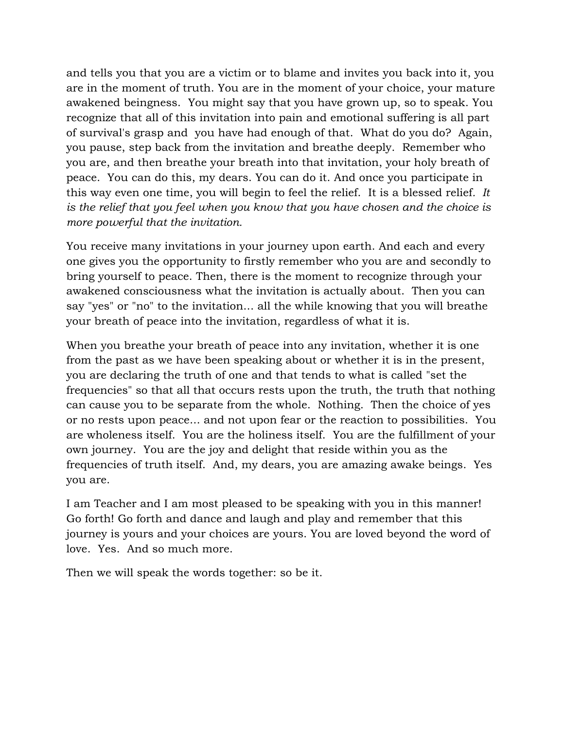and tells you that you are a victim or to blame and invites you back into it, you are in the moment of truth. You are in the moment of your choice, your mature awakened beingness. You might say that you have grown up, so to speak. You recognize that all of this invitation into pain and emotional suffering is all part of survival's grasp and you have had enough of that. What do you do? Again, you pause, step back from the invitation and breathe deeply. Remember who you are, and then breathe your breath into that invitation, your holy breath of peace. You can do this, my dears. You can do it. And once you participate in this way even one time, you will begin to feel the relief. It is a blessed relief. *It is the relief that you feel when you know that you have chosen and the choice is more powerful that the invitation.*

You receive many invitations in your journey upon earth. And each and every one gives you the opportunity to firstly remember who you are and secondly to bring yourself to peace. Then, there is the moment to recognize through your awakened consciousness what the invitation is actually about. Then you can say "yes" or "no" to the invitation... all the while knowing that you will breathe your breath of peace into the invitation, regardless of what it is.

When you breathe your breath of peace into any invitation, whether it is one from the past as we have been speaking about or whether it is in the present, you are declaring the truth of one and that tends to what is called "set the frequencies" so that all that occurs rests upon the truth, the truth that nothing can cause you to be separate from the whole. Nothing. Then the choice of yes or no rests upon peace... and not upon fear or the reaction to possibilities. You are wholeness itself. You are the holiness itself. You are the fulfillment of your own journey. You are the joy and delight that reside within you as the frequencies of truth itself. And, my dears, you are amazing awake beings. Yes you are.

I am Teacher and I am most pleased to be speaking with you in this manner! Go forth! Go forth and dance and laugh and play and remember that this journey is yours and your choices are yours. You are loved beyond the word of love. Yes. And so much more.

Then we will speak the words together: so be it.